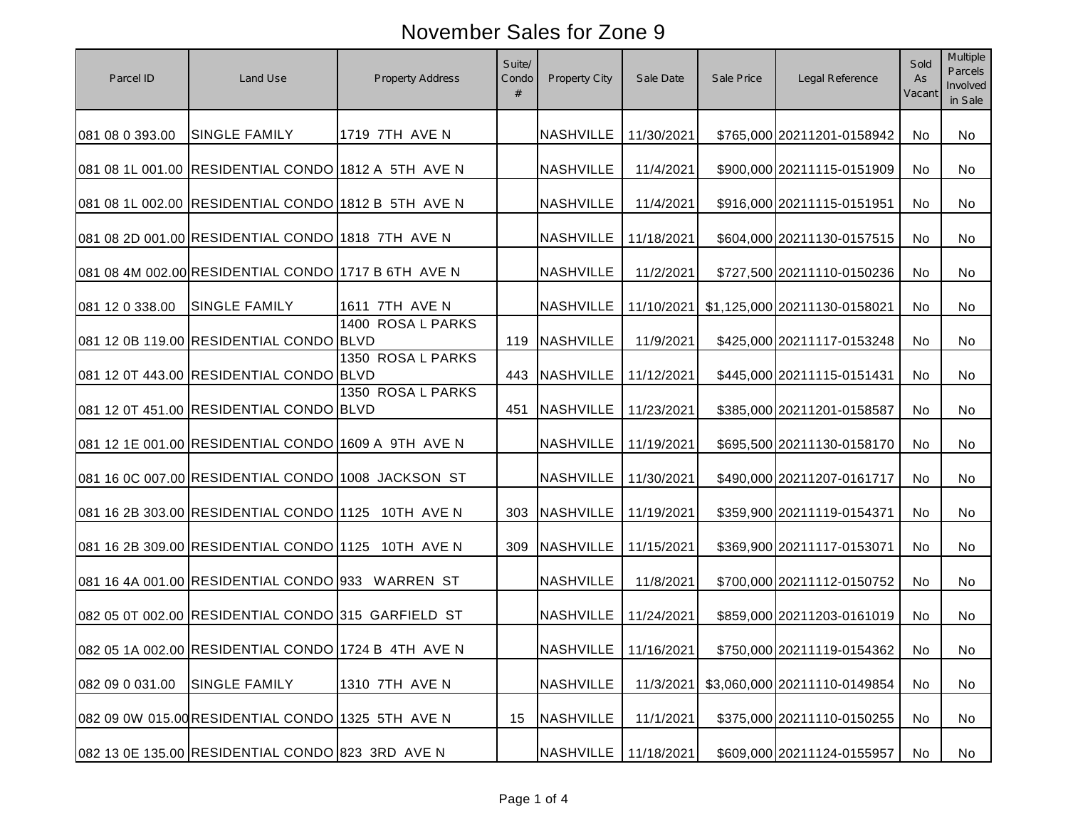# November Sales for Zone 9

| Parcel ID | Land Use | Property Address | Suite/ Condo # | Property City | Sale Date | Sale Price | Legal Reference | Sold As Vacant | Multiple Parcels Involved in Sale |
|---|---|---|---|---|---|---|---|---|---|
| 081 08 0 393.00 | SINGLE FAMILY | 1719 7TH AVE N | | NASHVILLE | 11/30/2021 | $765,000 | 20211201-0158942 | No | No |
| 081 08 1L 001.00 | RESIDENTIAL CONDO | 1812 A 5TH AVE N | | NASHVILLE | 11/4/2021 | $900,000 | 20211115-0151909 | No | No |
| 081 08 1L 002.00 | RESIDENTIAL CONDO | 1812 B 5TH AVE N | | NASHVILLE | 11/4/2021 | $916,000 | 20211115-0151951 | No | No |
| 081 08 2D 001.00 | RESIDENTIAL CONDO | 1818 7TH AVE N | | NASHVILLE | 11/18/2021 | $604,000 | 20211130-0157515 | No | No |
| 081 08 4M 002.00 | RESIDENTIAL CONDO | 1717 B 6TH AVE N | | NASHVILLE | 11/2/2021 | $727,500 | 20211110-0150236 | No | No |
| 081 12 0 338.00 | SINGLE FAMILY | 1611 7TH AVE N | | NASHVILLE | 11/10/2021 | $1,125,000 | 20211130-0158021 | No | No |
| 081 12 0B 119.00 | RESIDENTIAL CONDO | 1400 ROSA L PARKS BLVD | 119 | NASHVILLE | 11/9/2021 | $425,000 | 20211117-0153248 | No | No |
| 081 12 0T 443.00 | RESIDENTIAL CONDO | 1350 ROSA L PARKS BLVD | 443 | NASHVILLE | 11/12/2021 | $445,000 | 20211115-0151431 | No | No |
| 081 12 0T 451.00 | RESIDENTIAL CONDO | 1350 ROSA L PARKS BLVD | 451 | NASHVILLE | 11/23/2021 | $385,000 | 20211201-0158587 | No | No |
| 081 12 1E 001.00 | RESIDENTIAL CONDO | 1609 A 9TH AVE N | | NASHVILLE | 11/19/2021 | $695,500 | 20211130-0158170 | No | No |
| 081 16 0C 007.00 | RESIDENTIAL CONDO | 1008 JACKSON ST | | NASHVILLE | 11/30/2021 | $490,000 | 20211207-0161717 | No | No |
| 081 16 2B 303.00 | RESIDENTIAL CONDO | 1125 10TH AVE N | 303 | NASHVILLE | 11/19/2021 | $359,900 | 20211119-0154371 | No | No |
| 081 16 2B 309.00 | RESIDENTIAL CONDO | 1125 10TH AVE N | 309 | NASHVILLE | 11/15/2021 | $369,900 | 20211117-0153071 | No | No |
| 081 16 4A 001.00 | RESIDENTIAL CONDO | 933 WARREN ST | | NASHVILLE | 11/8/2021 | $700,000 | 20211112-0150752 | No | No |
| 082 05 0T 002.00 | RESIDENTIAL CONDO | 315 GARFIELD ST | | NASHVILLE | 11/24/2021 | $859,000 | 20211203-0161019 | No | No |
| 082 05 1A 002.00 | RESIDENTIAL CONDO | 1724 B 4TH AVE N | | NASHVILLE | 11/16/2021 | $750,000 | 20211119-0154362 | No | No |
| 082 09 0 031.00 | SINGLE FAMILY | 1310 7TH AVE N | | NASHVILLE | 11/3/2021 | $3,060,000 | 20211110-0149854 | No | No |
| 082 09 0W 015.00 | RESIDENTIAL CONDO | 1325 5TH AVE N | 15 | NASHVILLE | 11/1/2021 | $375,000 | 20211110-0150255 | No | No |
| 082 13 0E 135.00 | RESIDENTIAL CONDO | 823 3RD AVE N | | NASHVILLE | 11/18/2021 | $609,000 | 20211124-0155957 | No | No |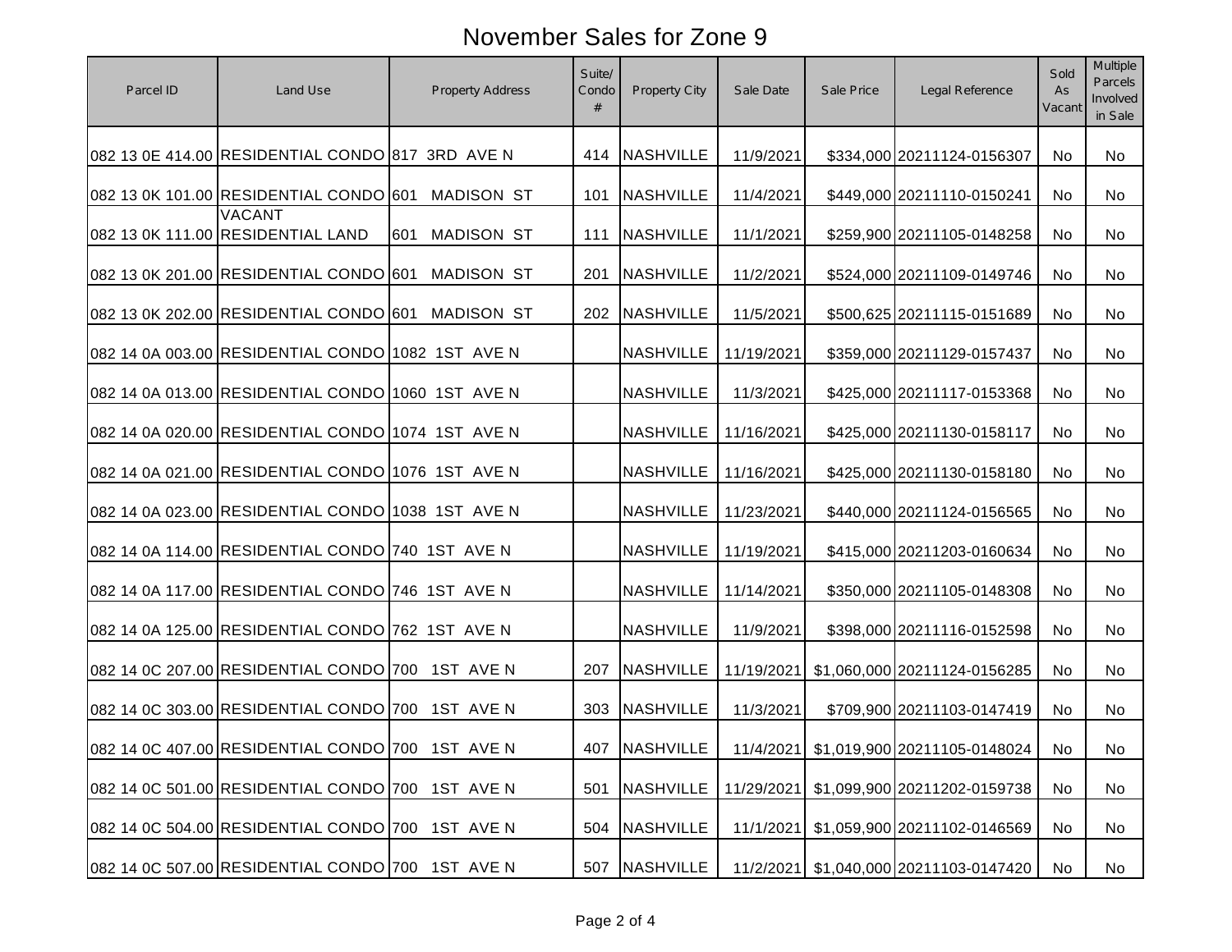# November Sales for Zone 9

| Parcel ID | Land Use | Property Address | Suite/ Condo # | Property City | Sale Date | Sale Price | Legal Reference | Sold As Vacant | Multiple Parcels Involved in Sale |
|---|---|---|---|---|---|---|---|---|---|
| 082 13 0E 414.00 | RESIDENTIAL CONDO | 817 3RD AVE N | 414 | NASHVILLE | 11/9/2021 | $334,000 | 20211124-0156307 | No | No |
| 082 13 0K 101.00 | RESIDENTIAL CONDO | 601 MADISON ST | 101 | NASHVILLE | 11/4/2021 | $449,000 | 20211110-0150241 | No | No |
| 082 13 0K 111.00 | VACANT RESIDENTIAL LAND | 601 MADISON ST | 111 | NASHVILLE | 11/1/2021 | $259,900 | 20211105-0148258 | No | No |
| 082 13 0K 201.00 | RESIDENTIAL CONDO | 601 MADISON ST | 201 | NASHVILLE | 11/2/2021 | $524,000 | 20211109-0149746 | No | No |
| 082 13 0K 202.00 | RESIDENTIAL CONDO | 601 MADISON ST | 202 | NASHVILLE | 11/5/2021 | $500,625 | 20211115-0151689 | No | No |
| 082 14 0A 003.00 | RESIDENTIAL CONDO | 1082 1ST AVE N | | NASHVILLE | 11/19/2021 | $359,000 | 20211129-0157437 | No | No |
| 082 14 0A 013.00 | RESIDENTIAL CONDO | 1060 1ST AVE N | | NASHVILLE | 11/3/2021 | $425,000 | 20211117-0153368 | No | No |
| 082 14 0A 020.00 | RESIDENTIAL CONDO | 1074 1ST AVE N | | NASHVILLE | 11/16/2021 | $425,000 | 20211130-0158117 | No | No |
| 082 14 0A 021.00 | RESIDENTIAL CONDO | 1076 1ST AVE N | | NASHVILLE | 11/16/2021 | $425,000 | 20211130-0158180 | No | No |
| 082 14 0A 023.00 | RESIDENTIAL CONDO | 1038 1ST AVE N | | NASHVILLE | 11/23/2021 | $440,000 | 20211124-0156565 | No | No |
| 082 14 0A 114.00 | RESIDENTIAL CONDO | 740 1ST AVE N | | NASHVILLE | 11/19/2021 | $415,000 | 20211203-0160634 | No | No |
| 082 14 0A 117.00 | RESIDENTIAL CONDO | 746 1ST AVE N | | NASHVILLE | 11/14/2021 | $350,000 | 20211105-0148308 | No | No |
| 082 14 0A 125.00 | RESIDENTIAL CONDO | 762 1ST AVE N | | NASHVILLE | 11/9/2021 | $398,000 | 20211116-0152598 | No | No |
| 082 14 0C 207.00 | RESIDENTIAL CONDO | 700 1ST AVE N | 207 | NASHVILLE | 11/19/2021 | $1,060,000 | 20211124-0156285 | No | No |
| 082 14 0C 303.00 | RESIDENTIAL CONDO | 700 1ST AVE N | 303 | NASHVILLE | 11/3/2021 | $709,900 | 20211103-0147419 | No | No |
| 082 14 0C 407.00 | RESIDENTIAL CONDO | 700 1ST AVE N | 407 | NASHVILLE | 11/4/2021 | $1,019,900 | 20211105-0148024 | No | No |
| 082 14 0C 501.00 | RESIDENTIAL CONDO | 700 1ST AVE N | 501 | NASHVILLE | 11/29/2021 | $1,099,900 | 20211202-0159738 | No | No |
| 082 14 0C 504.00 | RESIDENTIAL CONDO | 700 1ST AVE N | 504 | NASHVILLE | 11/1/2021 | $1,059,900 | 20211102-0146569 | No | No |
| 082 14 0C 507.00 | RESIDENTIAL CONDO | 700 1ST AVE N | 507 | NASHVILLE | 11/2/2021 | $1,040,000 | 20211103-0147420 | No | No |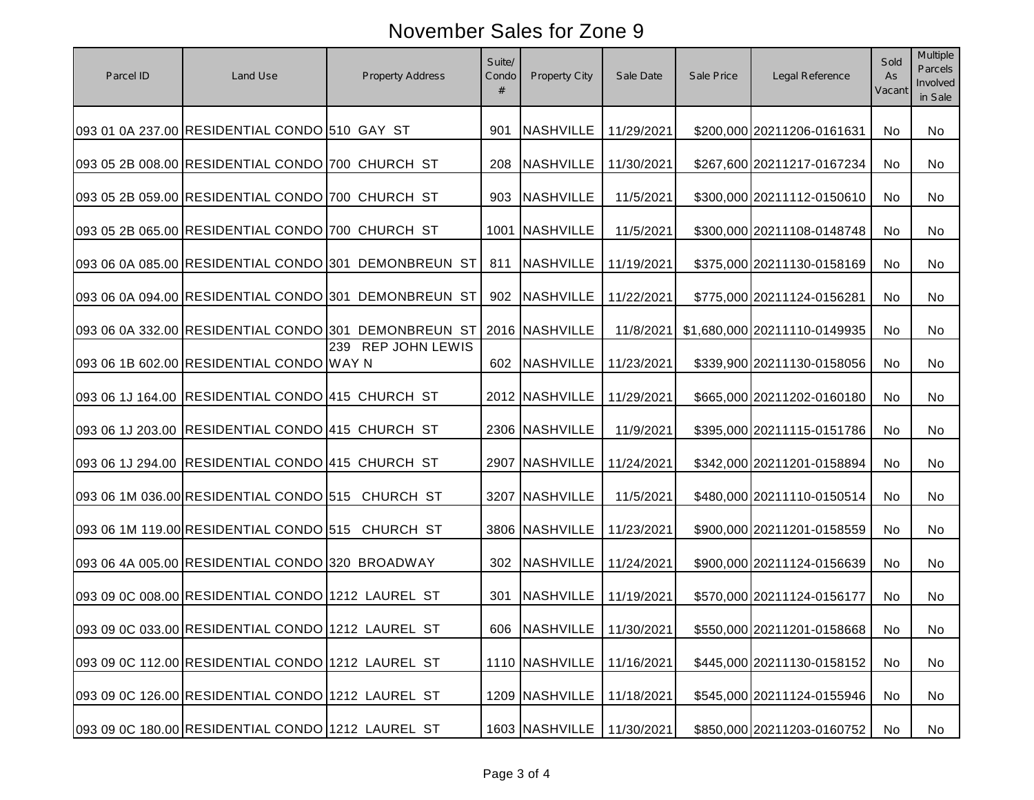# November Sales for Zone 9

| Parcel ID | Land Use | Property Address | Suite/ Condo # | Property City | Sale Date | Sale Price | Legal Reference | Sold As Vacant | Multiple Parcels Involved in Sale |
|---|---|---|---|---|---|---|---|---|---|
| 093 01 0A 237.00 | RESIDENTIAL CONDO | 510 GAY ST | 901 | NASHVILLE | 11/29/2021 | $200,000 | 20211206-0161631 | No | No |
| 093 05 2B 008.00 | RESIDENTIAL CONDO | 700 CHURCH ST | 208 | NASHVILLE | 11/30/2021 | $267,600 | 20211217-0167234 | No | No |
| 093 05 2B 059.00 | RESIDENTIAL CONDO | 700 CHURCH ST | 903 | NASHVILLE | 11/5/2021 | $300,000 | 20211112-0150610 | No | No |
| 093 05 2B 065.00 | RESIDENTIAL CONDO | 700 CHURCH ST | 1001 | NASHVILLE | 11/5/2021 | $300,000 | 20211108-0148748 | No | No |
| 093 06 0A 085.00 | RESIDENTIAL CONDO | 301 DEMONBREUN ST | 811 | NASHVILLE | 11/19/2021 | $375,000 | 20211130-0158169 | No | No |
| 093 06 0A 094.00 | RESIDENTIAL CONDO | 301 DEMONBREUN ST | 902 | NASHVILLE | 11/22/2021 | $775,000 | 20211124-0156281 | No | No |
| 093 06 0A 332.00 | RESIDENTIAL CONDO | 301 DEMONBREUN ST | 2016 | NASHVILLE | 11/8/2021 | $1,680,000 | 20211110-0149935 | No | No |
| 093 06 1B 602.00 | RESIDENTIAL CONDO | 239 REP JOHN LEWIS WAY N | 602 | NASHVILLE | 11/23/2021 | $339,900 | 20211130-0158056 | No | No |
| 093 06 1J 164.00 | RESIDENTIAL CONDO | 415 CHURCH ST | 2012 | NASHVILLE | 11/29/2021 | $665,000 | 20211202-0160180 | No | No |
| 093 06 1J 203.00 | RESIDENTIAL CONDO | 415 CHURCH ST | 2306 | NASHVILLE | 11/9/2021 | $395,000 | 20211115-0151786 | No | No |
| 093 06 1J 294.00 | RESIDENTIAL CONDO | 415 CHURCH ST | 2907 | NASHVILLE | 11/24/2021 | $342,000 | 20211201-0158894 | No | No |
| 093 06 1M 036.00 | RESIDENTIAL CONDO | 515 CHURCH ST | 3207 | NASHVILLE | 11/5/2021 | $480,000 | 20211110-0150514 | No | No |
| 093 06 1M 119.00 | RESIDENTIAL CONDO | 515 CHURCH ST | 3806 | NASHVILLE | 11/23/2021 | $900,000 | 20211201-0158559 | No | No |
| 093 06 4A 005.00 | RESIDENTIAL CONDO | 320 BROADWAY | 302 | NASHVILLE | 11/24/2021 | $900,000 | 20211124-0156639 | No | No |
| 093 09 0C 008.00 | RESIDENTIAL CONDO | 1212 LAUREL ST | 301 | NASHVILLE | 11/19/2021 | $570,000 | 20211124-0156177 | No | No |
| 093 09 0C 033.00 | RESIDENTIAL CONDO | 1212 LAUREL ST | 606 | NASHVILLE | 11/30/2021 | $550,000 | 20211201-0158668 | No | No |
| 093 09 0C 112.00 | RESIDENTIAL CONDO | 1212 LAUREL ST | 1110 | NASHVILLE | 11/16/2021 | $445,000 | 20211130-0158152 | No | No |
| 093 09 0C 126.00 | RESIDENTIAL CONDO | 1212 LAUREL ST | 1209 | NASHVILLE | 11/18/2021 | $545,000 | 20211124-0155946 | No | No |
| 093 09 0C 180.00 | RESIDENTIAL CONDO | 1212 LAUREL ST | 1603 | NASHVILLE | 11/30/2021 | $850,000 | 20211203-0160752 | No | No |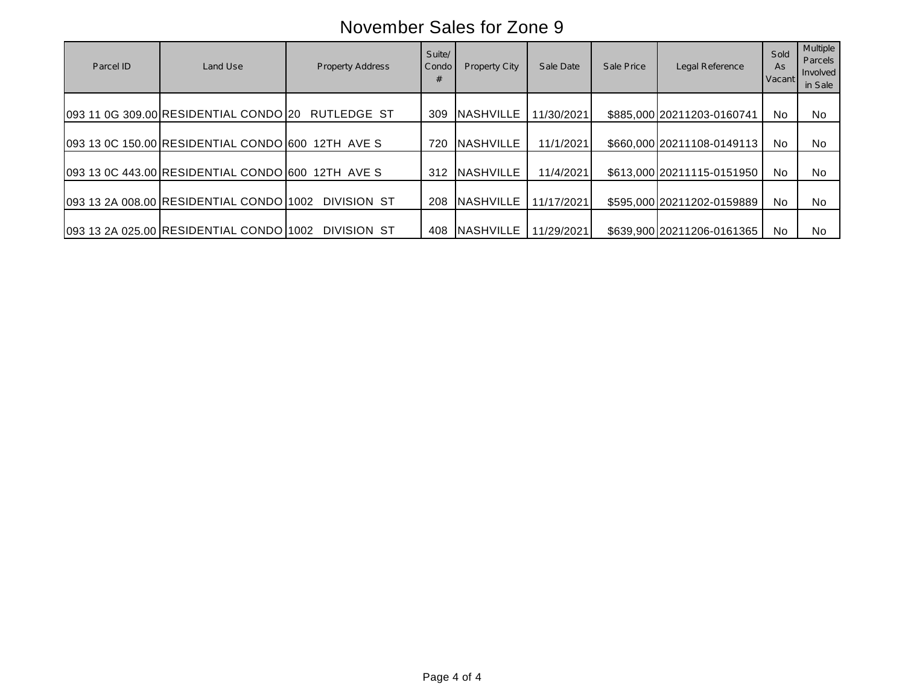# November Sales for Zone 9

| Parcel ID | Land Use | Property Address | Suite/ Condo # | Property City | Sale Date | Sale Price | Legal Reference | Sold As Vacant | Multiple Parcels Involved in Sale |
|---|---|---|---|---|---|---|---|---|---|
| 093 11 0G 309.00 | RESIDENTIAL CONDO | 20 RUTLEDGE ST | 309 | NASHVILLE | 11/30/2021 | $885,000 | 20211203-0160741 | No | No |
| 093 13 0C 150.00 | RESIDENTIAL CONDO | 600 12TH AVE S | 720 | NASHVILLE | 11/1/2021 | $660,000 | 20211108-0149113 | No | No |
| 093 13 0C 443.00 | RESIDENTIAL CONDO | 600 12TH AVE S | 312 | NASHVILLE | 11/4/2021 | $613,000 | 20211115-0151950 | No | No |
| 093 13 2A 008.00 | RESIDENTIAL CONDO | 1002 DIVISION ST | 208 | NASHVILLE | 11/17/2021 | $595,000 | 20211202-0159889 | No | No |
| 093 13 2A 025.00 | RESIDENTIAL CONDO | 1002 DIVISION ST | 408 | NASHVILLE | 11/29/2021 | $639,900 | 20211206-0161365 | No | No |